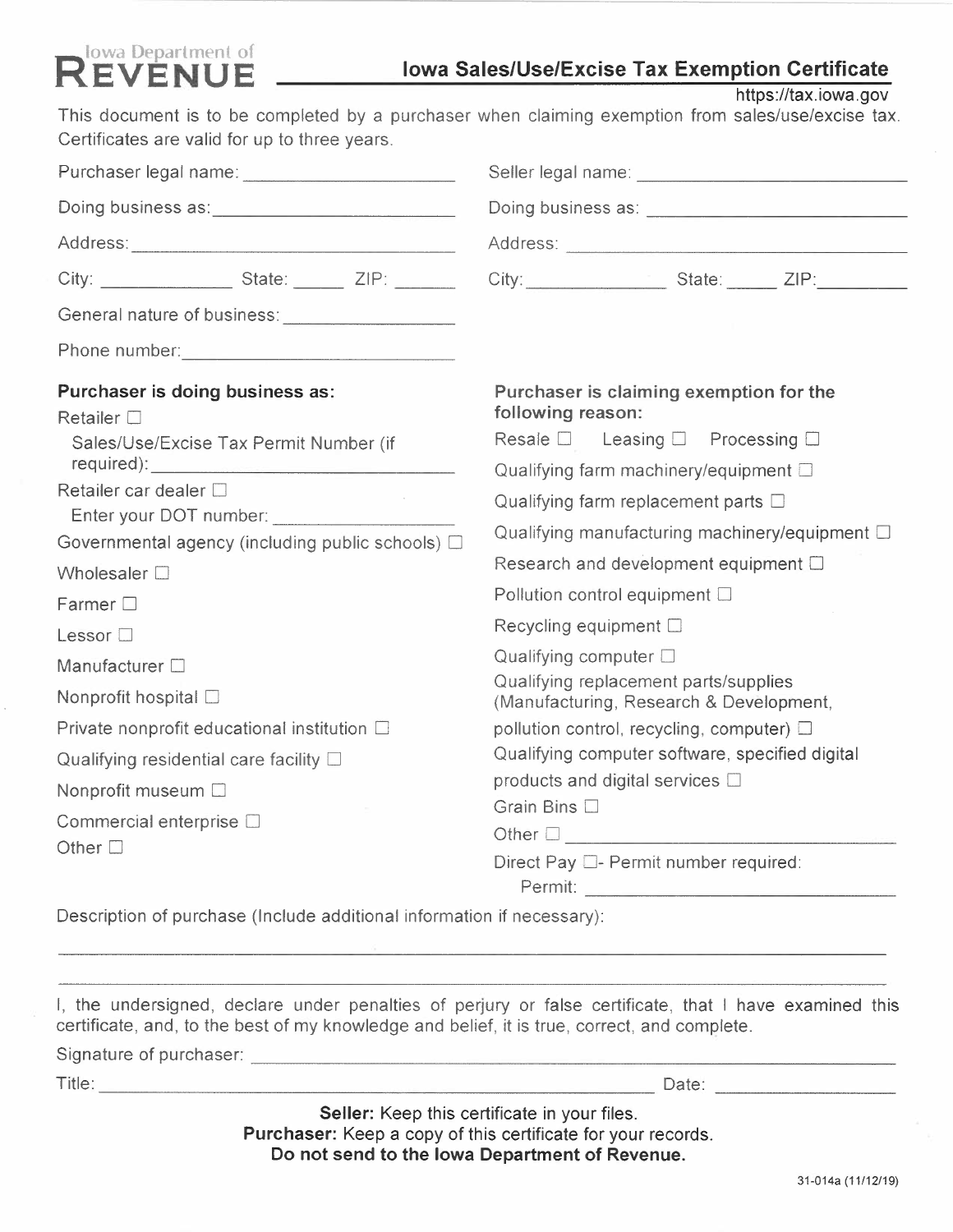Iowa Department of

# REVENUE

## Iowa Sales/Use/Excise Tax Exemption Certificate

https://tax.iowa.gov

This document is to be completed by a purchaser when claiming exemption from sales/use/excise tax. Certificates are valid for up to three years.

Purchaser legal name: ____________________

Doing business as: ____________________

Address: ____________________

City: ____________ State: _____ ZIP: ______

General nature of business: ____________________

Phone number: ____________________

Seller legal name: ____________________

Doing business as: ____________________

Address: ____________________

City: ____________ State: _____ ZIP: ______

**Purchaser is doing business as:**

Retailer ☐

Sales/Use/Excise Tax Permit Number (if required): ____________________

Retailer car dealer ☐

Enter your DOT number: ____________________

Governmental agency (including public schools) ☐

Wholesaler ☐

Farmer ☐

Lessor ☐

Manufacturer ☐

Nonprofit hospital ☐

Private nonprofit educational institution ☐

Qualifying residential care facility ☐

Nonprofit museum ☐

Commercial enterprise ☐

Other ☐

**Purchaser is claiming exemption for the following reason:**

Resale ☐ Leasing ☐ Processing ☐

Qualifying farm machinery/equipment ☐

Qualifying farm replacement parts ☐

Qualifying manufacturing machinery/equipment ☐

Research and development equipment ☐

Pollution control equipment ☐

Recycling equipment ☐

Qualifying computer ☐

Qualifying replacement parts/supplies (Manufacturing, Research & Development, pollution control, recycling, computer) ☐

Qualifying computer software, specified digital products and digital services ☐

Grain Bins ☐

Other ☐ ____________________

Direct Pay ☐- Permit number required:

Permit: ____________________

Description of purchase (Include additional information if necessary):

________________________________________

________________________________________

I, the undersigned, declare under penalties of perjury or false certificate, that I have examined this certificate, and, to the best of my knowledge and belief, it is true, correct, and complete.

Signature of purchaser: ____________________

Title: ____________________ Date: ____________

**Seller:** Keep this certificate in your files.

**Purchaser:** Keep a copy of this certificate for your records.

**Do not send to the Iowa Department of Revenue.**

31-014a (11/12/19)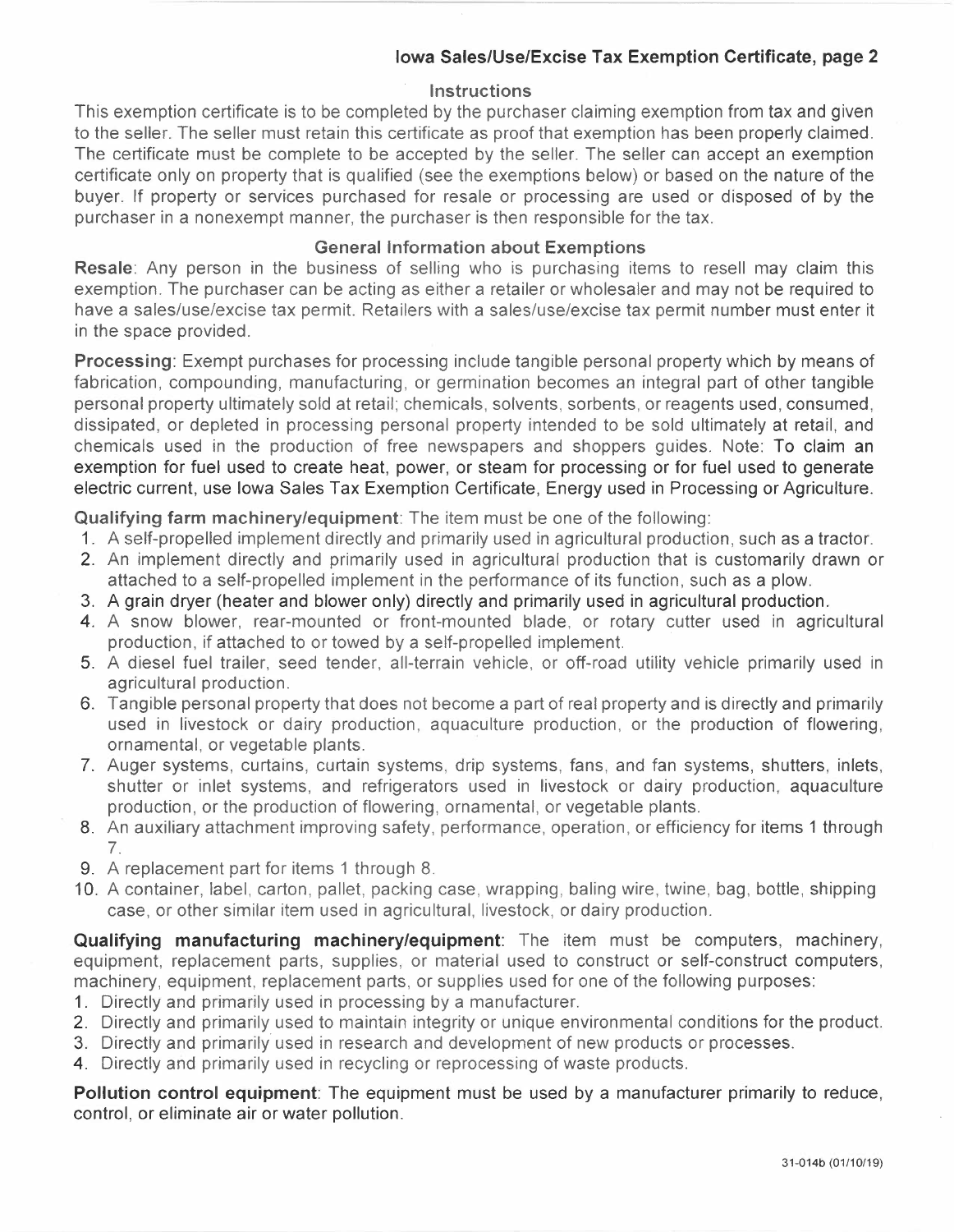## Iowa Sales/Use/Excise Tax Exemption Certificate, page 2

### Instructions

This exemption certificate is to be completed by the purchaser claiming exemption from tax and given to the seller. The seller must retain this certificate as proof that exemption has been properly claimed. The certificate must be complete to be accepted by the seller. The seller can accept an exemption certificate only on property that is qualified (see the exemptions below) or based on the nature of the buyer. If property or services purchased for resale or processing are used or disposed of by the purchaser in a nonexempt manner, the purchaser is then responsible for the tax.

### General Information about Exemptions

**Resale**: Any person in the business of selling who is purchasing items to resell may claim this exemption. The purchaser can be acting as either a retailer or wholesaler and may not be required to have a sales/use/excise tax permit. Retailers with a sales/use/excise tax permit number must enter it in the space provided.

**Processing**: Exempt purchases for processing include tangible personal property which by means of fabrication, compounding, manufacturing, or germination becomes an integral part of other tangible personal property ultimately sold at retail; chemicals, solvents, sorbents, or reagents used, consumed, dissipated, or depleted in processing personal property intended to be sold ultimately at retail, and chemicals used in the production of free newspapers and shoppers guides. Note: To claim an exemption for fuel used to create heat, power, or steam for processing or for fuel used to generate electric current, use Iowa Sales Tax Exemption Certificate, Energy used in Processing or Agriculture.

**Qualifying farm machinery/equipment**: The item must be one of the following:

1. A self-propelled implement directly and primarily used in agricultural production, such as a tractor.
2. An implement directly and primarily used in agricultural production that is customarily drawn or attached to a self-propelled implement in the performance of its function, such as a plow.
3. A grain dryer (heater and blower only) directly and primarily used in agricultural production.
4. A snow blower, rear-mounted or front-mounted blade, or rotary cutter used in agricultural production, if attached to or towed by a self-propelled implement.
5. A diesel fuel trailer, seed tender, all-terrain vehicle, or off-road utility vehicle primarily used in agricultural production.
6. Tangible personal property that does not become a part of real property and is directly and primarily used in livestock or dairy production, aquaculture production, or the production of flowering, ornamental, or vegetable plants.
7. Auger systems, curtains, curtain systems, drip systems, fans, and fan systems, shutters, inlets, shutter or inlet systems, and refrigerators used in livestock or dairy production, aquaculture production, or the production of flowering, ornamental, or vegetable plants.
8. An auxiliary attachment improving safety, performance, operation, or efficiency for items 1 through 7.
9. A replacement part for items 1 through 8.
10. A container, label, carton, pallet, packing case, wrapping, baling wire, twine, bag, bottle, shipping case, or other similar item used in agricultural, livestock, or dairy production.

**Qualifying manufacturing machinery/equipment**: The item must be computers, machinery, equipment, replacement parts, supplies, or material used to construct or self-construct computers, machinery, equipment, replacement parts, or supplies used for one of the following purposes:

1. Directly and primarily used in processing by a manufacturer.
2. Directly and primarily used to maintain integrity or unique environmental conditions for the product.
3. Directly and primarily used in research and development of new products or processes.
4. Directly and primarily used in recycling or reprocessing of waste products.

**Pollution control equipment**: The equipment must be used by a manufacturer primarily to reduce, control, or eliminate air or water pollution.

31-014b (01/10/19)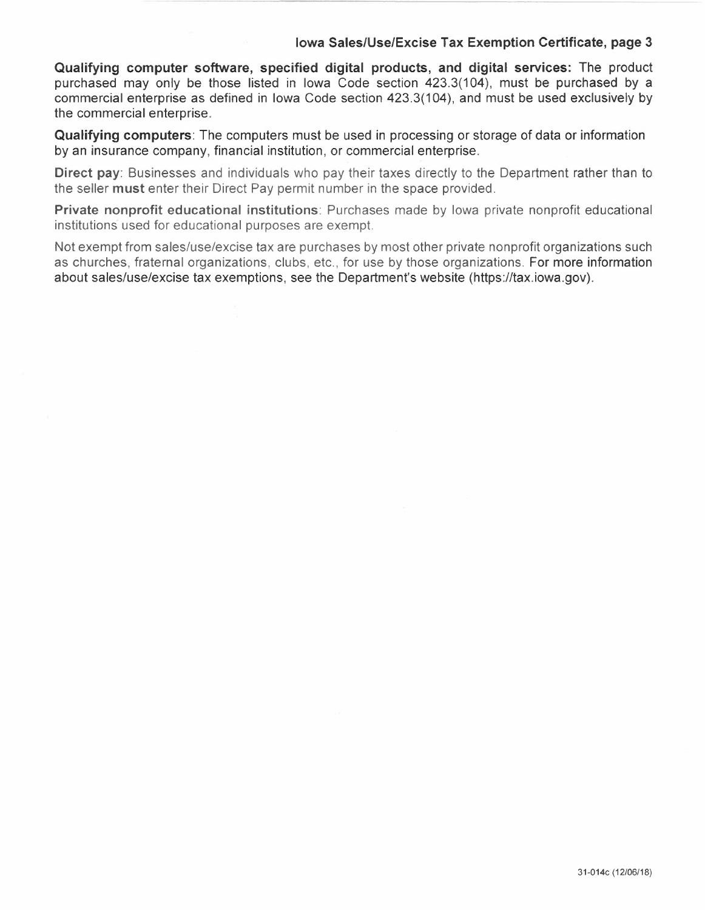**Qualifying computer software, specified digital products, and digital services:** The product purchased may only be those listed in Iowa Code section 423.3(104), must be purchased by a commercial enterprise as defined in Iowa Code section 423.3(104), and must be used exclusively by the commercial enterprise.

**Qualifying computers**: The computers must be used in processing or storage of data or information by an insurance company, financial institution, or commercial enterprise.

**Direct pay**: Businesses and individuals who pay their taxes directly to the Department rather than to the seller **must** enter their Direct Pay permit number in the space provided.

**Private nonprofit educational institutions**: Purchases made by Iowa private nonprofit educational institutions used for educational purposes are exempt.

Not exempt from sales/use/excise tax are purchases by most other private nonprofit organizations such as churches, fraternal organizations, clubs, etc., for use by those organizations. For more information about sales/use/excise tax exemptions, see the Department's website (https://tax.iowa.gov).

31-014c (12/06/18)